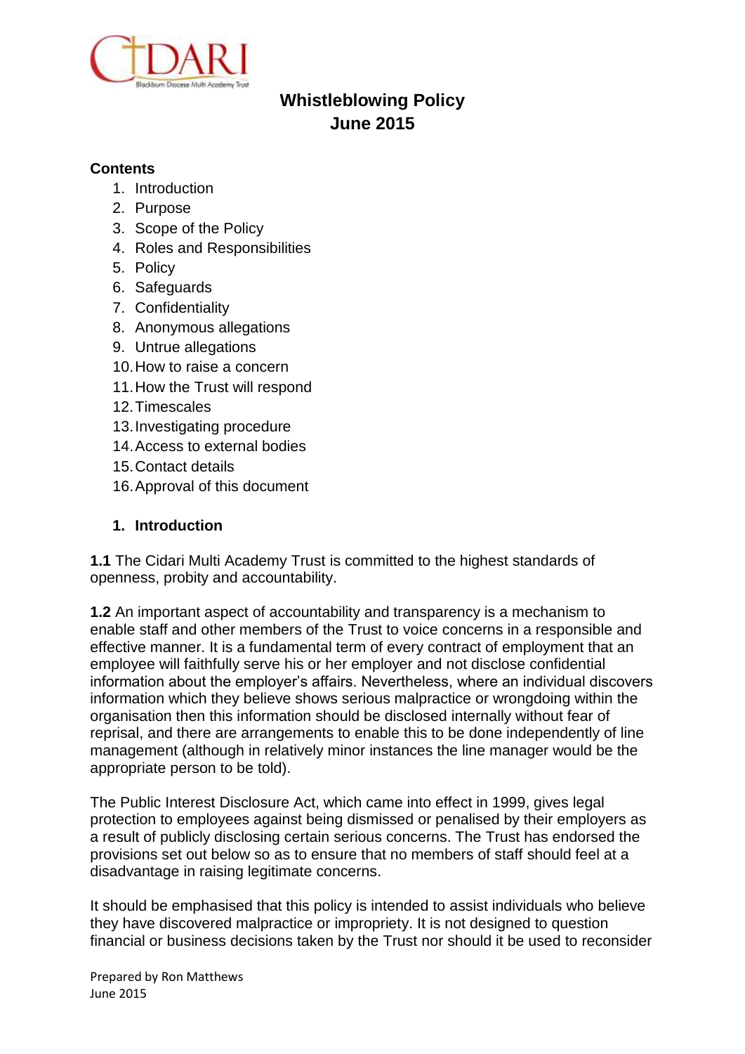# Whistleblowing Policy
## June 2015

**Contents**

1. Introduction
2. Purpose
3. Scope of the Policy
4. Roles and Responsibilities
5. Policy
6. Safeguards
7. Confidentiality
8. Anonymous allegations
9. Untrue allegations
10. How to raise a concern
11. How the Trust will respond
12. Timescales
13. Investigating procedure
14. Access to external bodies
15. Contact details
16. Approval of this document

### 1. Introduction

**1.1** The Cidari Multi Academy Trust is committed to the highest standards of openness, probity and accountability.

**1.2** An important aspect of accountability and transparency is a mechanism to enable staff and other members of the Trust to voice concerns in a responsible and effective manner. It is a fundamental term of every contract of employment that an employee will faithfully serve his or her employer and not disclose confidential information about the employer's affairs. Nevertheless, where an individual discovers information which they believe shows serious malpractice or wrongdoing within the organisation then this information should be disclosed internally without fear of reprisal, and there are arrangements to enable this to be done independently of line management (although in relatively minor instances the line manager would be the appropriate person to be told).

The Public Interest Disclosure Act, which came into effect in 1999, gives legal protection to employees against being dismissed or penalised by their employers as a result of publicly disclosing certain serious concerns. The Trust has endorsed the provisions set out below so as to ensure that no members of staff should feel at a disadvantage in raising legitimate concerns.

It should be emphasised that this policy is intended to assist individuals who believe they have discovered malpractice or impropriety. It is not designed to question financial or business decisions taken by the Trust nor should it be used to reconsider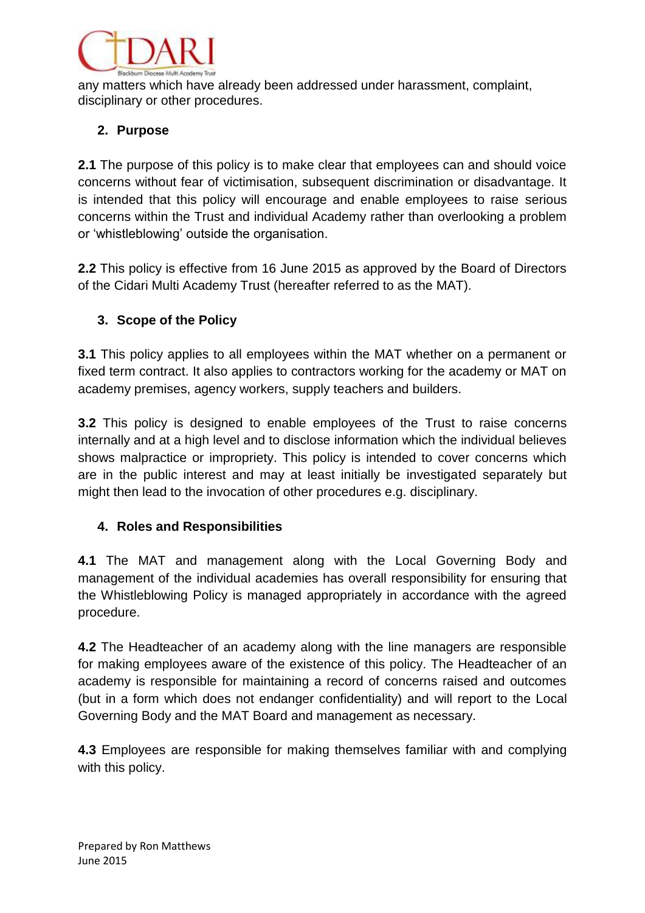any matters which have already been addressed under harassment, complaint, disciplinary or other procedures.

## 2. Purpose

**2.1** The purpose of this policy is to make clear that employees can and should voice concerns without fear of victimisation, subsequent discrimination or disadvantage. It is intended that this policy will encourage and enable employees to raise serious concerns within the Trust and individual Academy rather than overlooking a problem or 'whistleblowing' outside the organisation.

**2.2** This policy is effective from 16 June 2015 as approved by the Board of Directors of the Cidari Multi Academy Trust (hereafter referred to as the MAT).

## 3. Scope of the Policy

**3.1** This policy applies to all employees within the MAT whether on a permanent or fixed term contract. It also applies to contractors working for the academy or MAT on academy premises, agency workers, supply teachers and builders.

**3.2** This policy is designed to enable employees of the Trust to raise concerns internally and at a high level and to disclose information which the individual believes shows malpractice or impropriety. This policy is intended to cover concerns which are in the public interest and may at least initially be investigated separately but might then lead to the invocation of other procedures e.g. disciplinary.

## 4. Roles and Responsibilities

**4.1** The MAT and management along with the Local Governing Body and management of the individual academies has overall responsibility for ensuring that the Whistleblowing Policy is managed appropriately in accordance with the agreed procedure.

**4.2** The Headteacher of an academy along with the line managers are responsible for making employees aware of the existence of this policy. The Headteacher of an academy is responsible for maintaining a record of concerns raised and outcomes (but in a form which does not endanger confidentiality) and will report to the Local Governing Body and the MAT Board and management as necessary.

**4.3** Employees are responsible for making themselves familiar with and complying with this policy.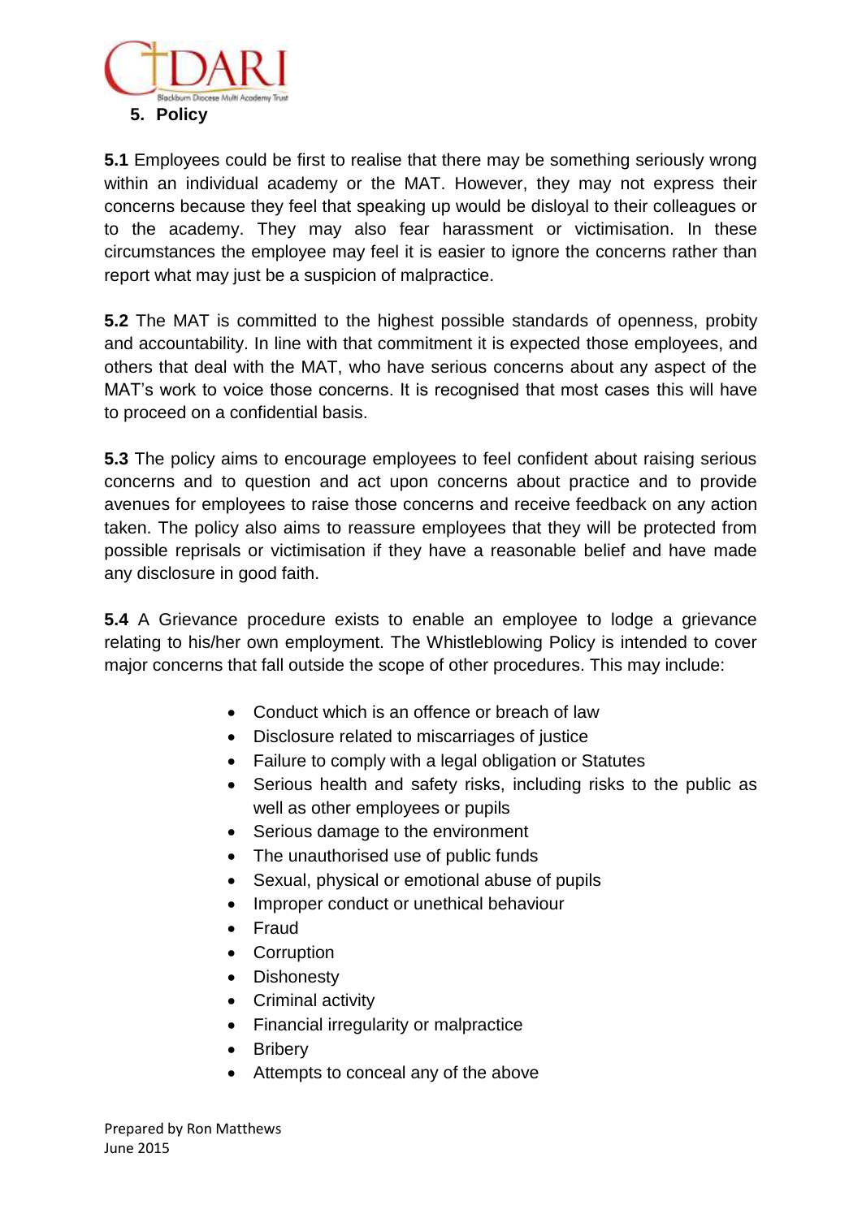## 5. Policy

**5.1** Employees could be first to realise that there may be something seriously wrong within an individual academy or the MAT. However, they may not express their concerns because they feel that speaking up would be disloyal to their colleagues or to the academy. They may also fear harassment or victimisation. In these circumstances the employee may feel it is easier to ignore the concerns rather than report what may just be a suspicion of malpractice.

**5.2** The MAT is committed to the highest possible standards of openness, probity and accountability. In line with that commitment it is expected those employees, and others that deal with the MAT, who have serious concerns about any aspect of the MAT's work to voice those concerns. It is recognised that most cases this will have to proceed on a confidential basis.

**5.3** The policy aims to encourage employees to feel confident about raising serious concerns and to question and act upon concerns about practice and to provide avenues for employees to raise those concerns and receive feedback on any action taken. The policy also aims to reassure employees that they will be protected from possible reprisals or victimisation if they have a reasonable belief and have made any disclosure in good faith.

**5.4** A Grievance procedure exists to enable an employee to lodge a grievance relating to his/her own employment. The Whistleblowing Policy is intended to cover major concerns that fall outside the scope of other procedures. This may include:

- Conduct which is an offence or breach of law
- Disclosure related to miscarriages of justice
- Failure to comply with a legal obligation or Statutes
- Serious health and safety risks, including risks to the public as well as other employees or pupils
- Serious damage to the environment
- The unauthorised use of public funds
- Sexual, physical or emotional abuse of pupils
- Improper conduct or unethical behaviour
- Fraud
- Corruption
- Dishonesty
- Criminal activity
- Financial irregularity or malpractice
- Bribery
- Attempts to conceal any of the above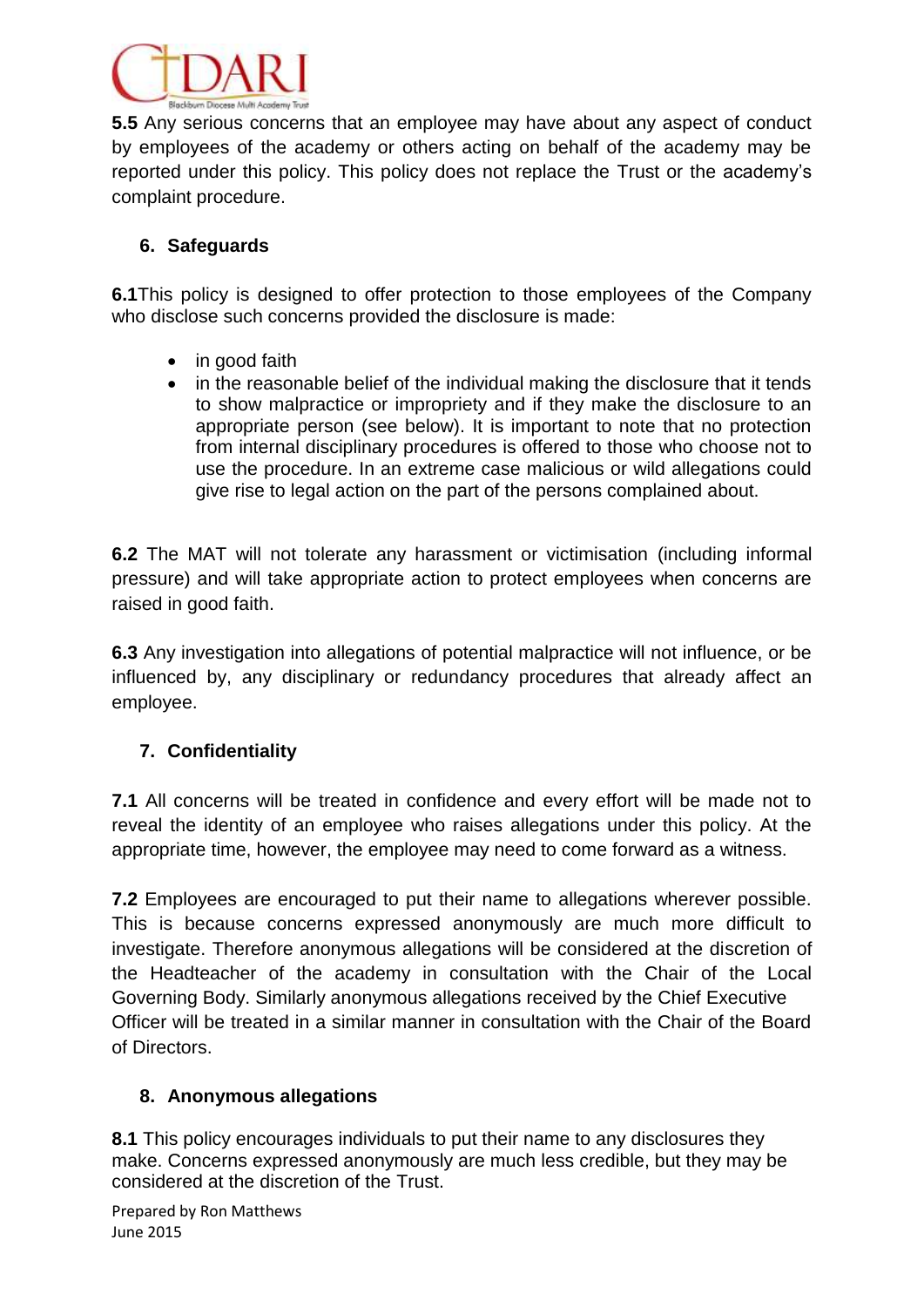**5.5** Any serious concerns that an employee may have about any aspect of conduct by employees of the academy or others acting on behalf of the academy may be reported under this policy. This policy does not replace the Trust or the academy's complaint procedure.

## 6. Safeguards

**6.1**This policy is designed to offer protection to those employees of the Company who disclose such concerns provided the disclosure is made:

- in good faith
- in the reasonable belief of the individual making the disclosure that it tends to show malpractice or impropriety and if they make the disclosure to an appropriate person (see below). It is important to note that no protection from internal disciplinary procedures is offered to those who choose not to use the procedure. In an extreme case malicious or wild allegations could give rise to legal action on the part of the persons complained about.

**6.2** The MAT will not tolerate any harassment or victimisation (including informal pressure) and will take appropriate action to protect employees when concerns are raised in good faith.

**6.3** Any investigation into allegations of potential malpractice will not influence, or be influenced by, any disciplinary or redundancy procedures that already affect an employee.

## 7. Confidentiality

**7.1** All concerns will be treated in confidence and every effort will be made not to reveal the identity of an employee who raises allegations under this policy. At the appropriate time, however, the employee may need to come forward as a witness.

**7.2** Employees are encouraged to put their name to allegations wherever possible. This is because concerns expressed anonymously are much more difficult to investigate. Therefore anonymous allegations will be considered at the discretion of the Headteacher of the academy in consultation with the Chair of the Local Governing Body. Similarly anonymous allegations received by the Chief Executive Officer will be treated in a similar manner in consultation with the Chair of the Board of Directors.

## 8. Anonymous allegations

**8.1** This policy encourages individuals to put their name to any disclosures they make. Concerns expressed anonymously are much less credible, but they may be considered at the discretion of the Trust.

Prepared by Ron Matthews
June 2015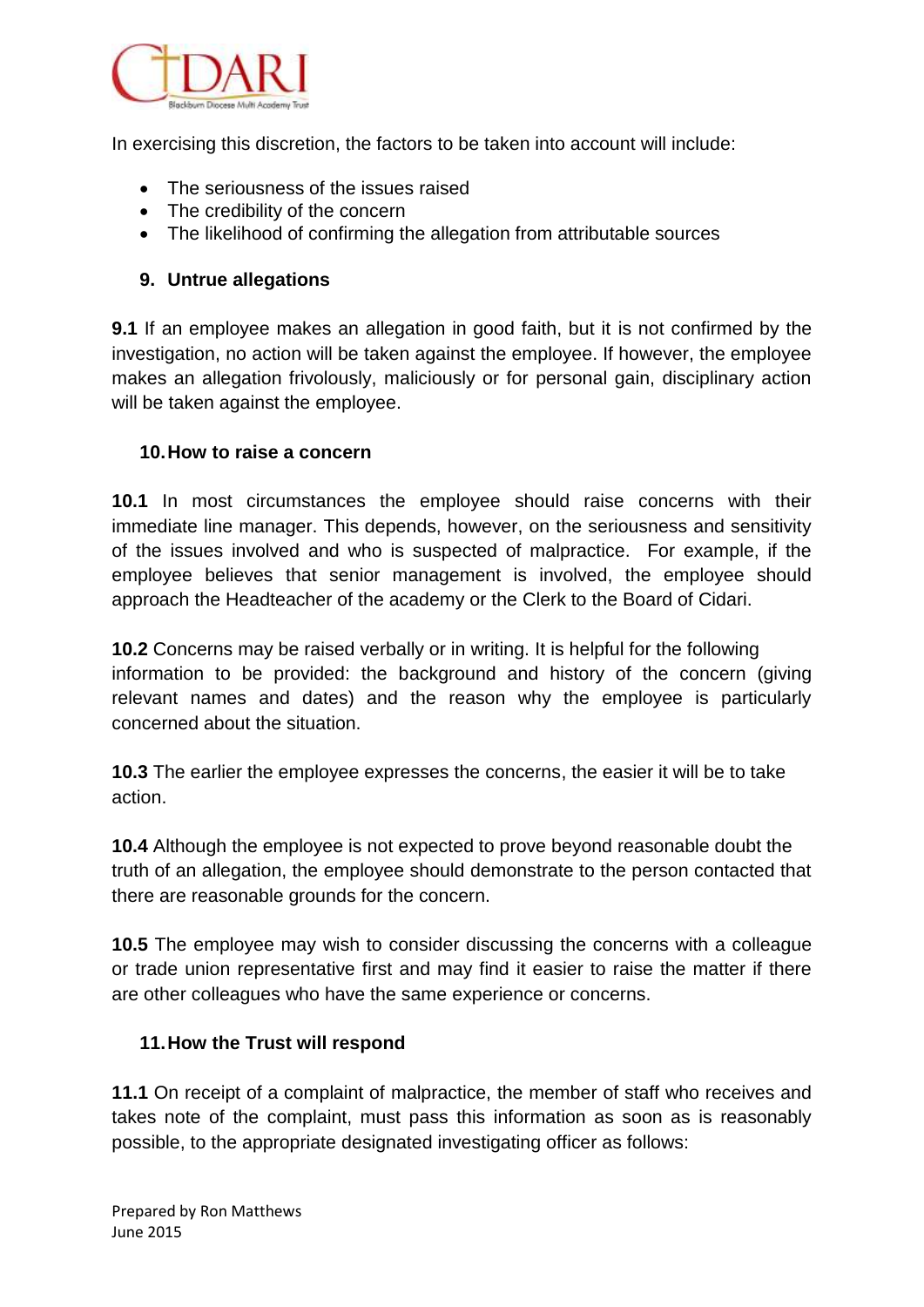In exercising this discretion, the factors to be taken into account will include:

- The seriousness of the issues raised
- The credibility of the concern
- The likelihood of confirming the allegation from attributable sources

## 9. Untrue allegations

**9.1** If an employee makes an allegation in good faith, but it is not confirmed by the investigation, no action will be taken against the employee. If however, the employee makes an allegation frivolously, maliciously or for personal gain, disciplinary action will be taken against the employee.

## 10. How to raise a concern

**10.1** In most circumstances the employee should raise concerns with their immediate line manager. This depends, however, on the seriousness and sensitivity of the issues involved and who is suspected of malpractice. For example, if the employee believes that senior management is involved, the employee should approach the Headteacher of the academy or the Clerk to the Board of Cidari.

**10.2** Concerns may be raised verbally or in writing. It is helpful for the following information to be provided: the background and history of the concern (giving relevant names and dates) and the reason why the employee is particularly concerned about the situation.

**10.3** The earlier the employee expresses the concerns, the easier it will be to take action.

**10.4** Although the employee is not expected to prove beyond reasonable doubt the truth of an allegation, the employee should demonstrate to the person contacted that there are reasonable grounds for the concern.

**10.5** The employee may wish to consider discussing the concerns with a colleague or trade union representative first and may find it easier to raise the matter if there are other colleagues who have the same experience or concerns.

## 11. How the Trust will respond

**11.1** On receipt of a complaint of malpractice, the member of staff who receives and takes note of the complaint, must pass this information as soon as is reasonably possible, to the appropriate designated investigating officer as follows: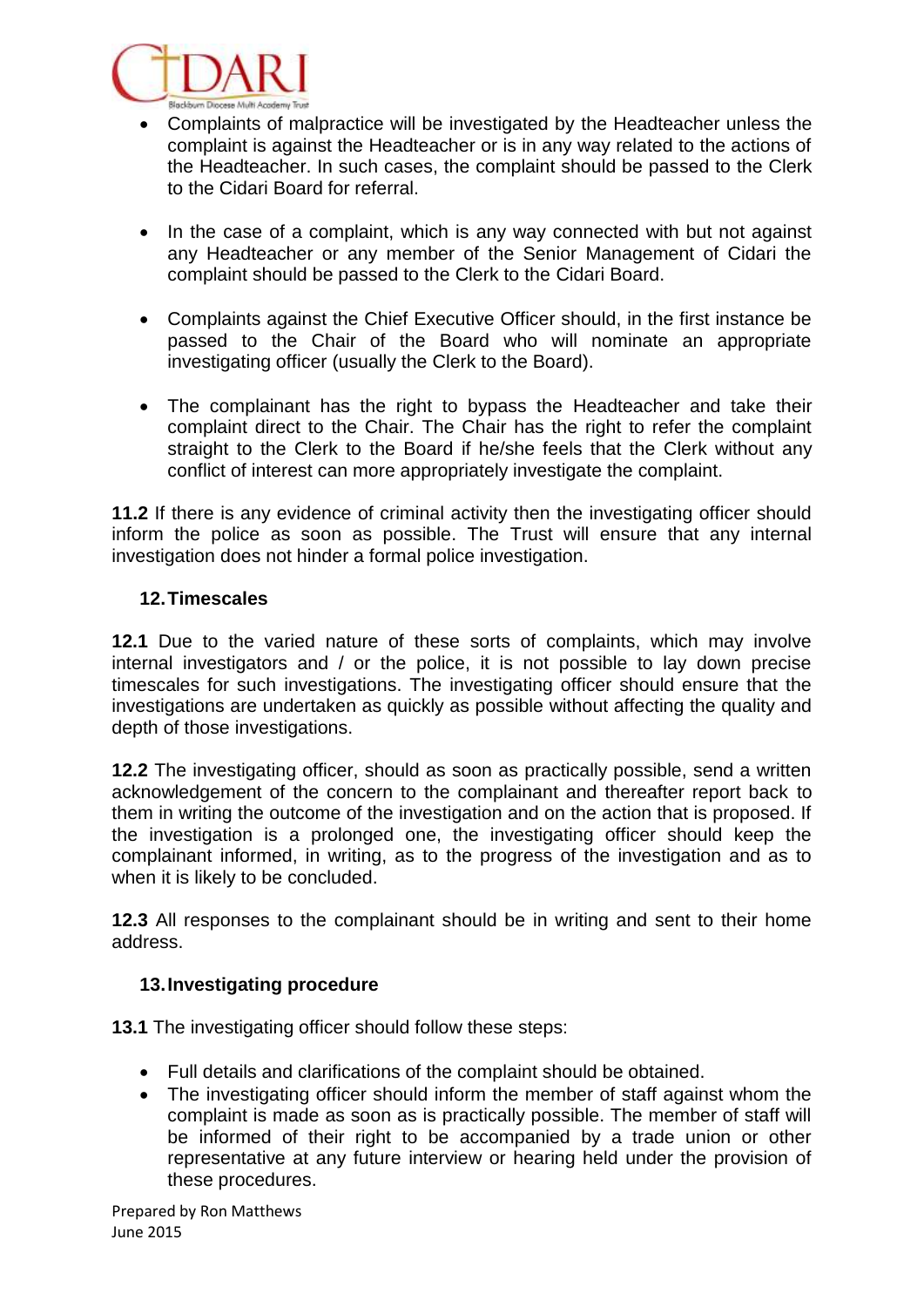- Complaints of malpractice will be investigated by the Headteacher unless the complaint is against the Headteacher or is in any way related to the actions of the Headteacher. In such cases, the complaint should be passed to the Clerk to the Cidari Board for referral.

- In the case of a complaint, which is any way connected with but not against any Headteacher or any member of the Senior Management of Cidari the complaint should be passed to the Clerk to the Cidari Board.

- Complaints against the Chief Executive Officer should, in the first instance be passed to the Chair of the Board who will nominate an appropriate investigating officer (usually the Clerk to the Board).

- The complainant has the right to bypass the Headteacher and take their complaint direct to the Chair. The Chair has the right to refer the complaint straight to the Clerk to the Board if he/she feels that the Clerk without any conflict of interest can more appropriately investigate the complaint.

**11.2** If there is any evidence of criminal activity then the investigating officer should inform the police as soon as possible. The Trust will ensure that any internal investigation does not hinder a formal police investigation.

## 12. Timescales

**12.1** Due to the varied nature of these sorts of complaints, which may involve internal investigators and / or the police, it is not possible to lay down precise timescales for such investigations. The investigating officer should ensure that the investigations are undertaken as quickly as possible without affecting the quality and depth of those investigations.

**12.2** The investigating officer, should as soon as practically possible, send a written acknowledgement of the concern to the complainant and thereafter report back to them in writing the outcome of the investigation and on the action that is proposed. If the investigation is a prolonged one, the investigating officer should keep the complainant informed, in writing, as to the progress of the investigation and as to when it is likely to be concluded.

**12.3** All responses to the complainant should be in writing and sent to their home address.

## 13. Investigating procedure

**13.1** The investigating officer should follow these steps:

- Full details and clarifications of the complaint should be obtained.
- The investigating officer should inform the member of staff against whom the complaint is made as soon as is practically possible. The member of staff will be informed of their right to be accompanied by a trade union or other representative at any future interview or hearing held under the provision of these procedures.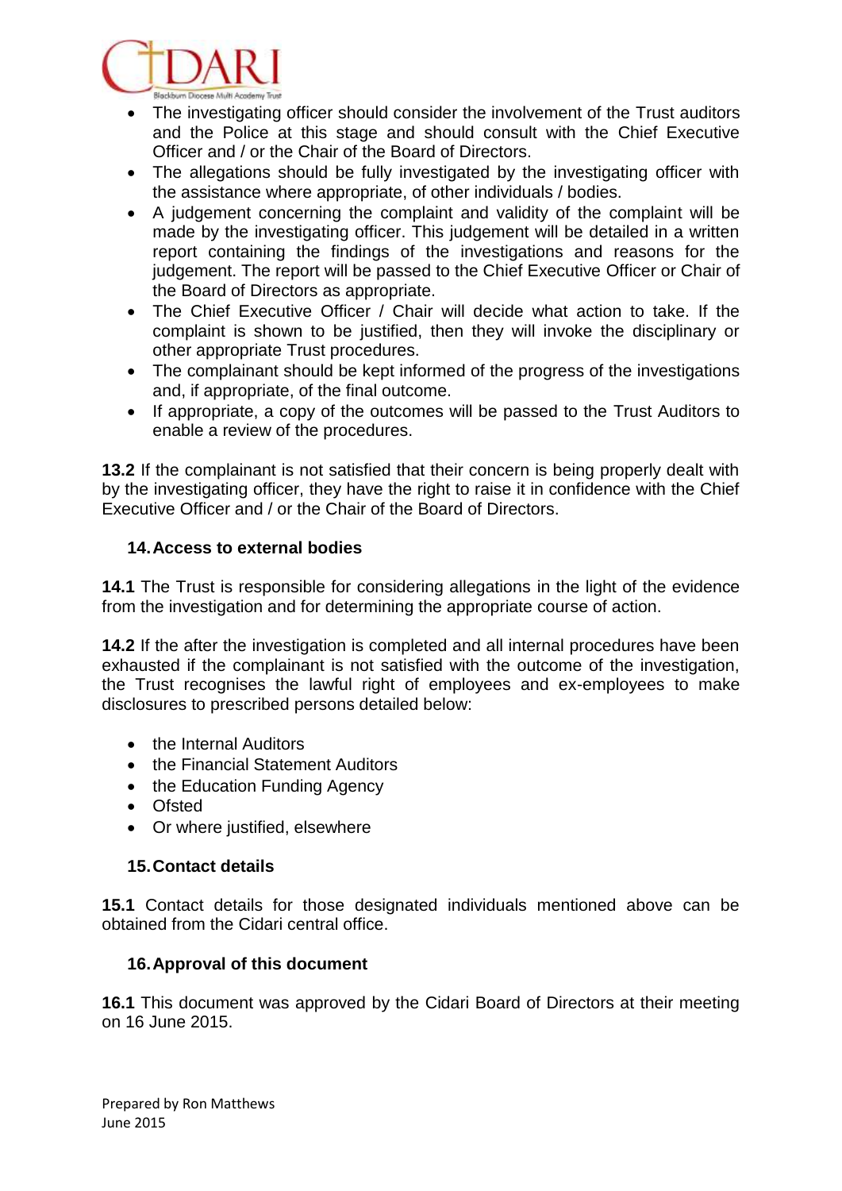- The investigating officer should consider the involvement of the Trust auditors and the Police at this stage and should consult with the Chief Executive Officer and / or the Chair of the Board of Directors.
- The allegations should be fully investigated by the investigating officer with the assistance where appropriate, of other individuals / bodies.
- A judgement concerning the complaint and validity of the complaint will be made by the investigating officer. This judgement will be detailed in a written report containing the findings of the investigations and reasons for the judgement. The report will be passed to the Chief Executive Officer or Chair of the Board of Directors as appropriate.
- The Chief Executive Officer / Chair will decide what action to take. If the complaint is shown to be justified, then they will invoke the disciplinary or other appropriate Trust procedures.
- The complainant should be kept informed of the progress of the investigations and, if appropriate, of the final outcome.
- If appropriate, a copy of the outcomes will be passed to the Trust Auditors to enable a review of the procedures.

**13.2** If the complainant is not satisfied that their concern is being properly dealt with by the investigating officer, they have the right to raise it in confidence with the Chief Executive Officer and / or the Chair of the Board of Directors.

## 14. Access to external bodies

**14.1** The Trust is responsible for considering allegations in the light of the evidence from the investigation and for determining the appropriate course of action.

**14.2** If the after the investigation is completed and all internal procedures have been exhausted if the complainant is not satisfied with the outcome of the investigation, the Trust recognises the lawful right of employees and ex-employees to make disclosures to prescribed persons detailed below:

- the Internal Auditors
- the Financial Statement Auditors
- the Education Funding Agency
- Ofsted
- Or where justified, elsewhere

## 15. Contact details

**15.1** Contact details for those designated individuals mentioned above can be obtained from the Cidari central office.

## 16. Approval of this document

**16.1** This document was approved by the Cidari Board of Directors at their meeting on 16 June 2015.

Prepared by Ron Matthews
June 2015